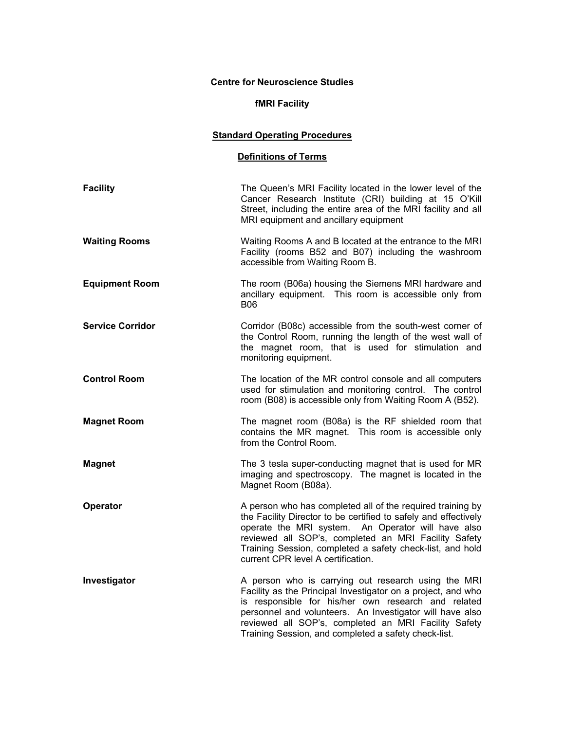**Centre for Neuroscience Studies**

**fMRI Facility**

## Standard Operating Procedures

### Definitions of Terms

| | |
|---|---|
| **Facility** | The Queen's MRI Facility located in the lower level of the Cancer Research Institute (CRI) building at 15 O'Kill Street, including the entire area of the MRI facility and all MRI equipment and ancillary equipment |
| **Waiting Rooms** | Waiting Rooms A and B located at the entrance to the MRI Facility (rooms B52 and B07) including the washroom accessible from Waiting Room B. |
| **Equipment Room** | The room (B06a) housing the Siemens MRI hardware and ancillary equipment. This room is accessible only from B06 |
| **Service Corridor** | Corridor (B08c) accessible from the south-west corner of the Control Room, running the length of the west wall of the magnet room, that is used for stimulation and monitoring equipment. |
| **Control Room** | The location of the MR control console and all computers used for stimulation and monitoring control. The control room (B08) is accessible only from Waiting Room A (B52). |
| **Magnet Room** | The magnet room (B08a) is the RF shielded room that contains the MR magnet. This room is accessible only from the Control Room. |
| **Magnet** | The 3 tesla super-conducting magnet that is used for MR imaging and spectroscopy. The magnet is located in the Magnet Room (B08a). |
| **Operator** | A person who has completed all of the required training by the Facility Director to be certified to safely and effectively operate the MRI system. An Operator will have also reviewed all SOP's, completed an MRI Facility Safety Training Session, completed a safety check-list, and hold current CPR level A certification. |
| **Investigator** | A person who is carrying out research using the MRI Facility as the Principal Investigator on a project, and who is responsible for his/her own research and related personnel and volunteers. An Investigator will have also reviewed all SOP's, completed an MRI Facility Safety Training Session, and completed a safety check-list. |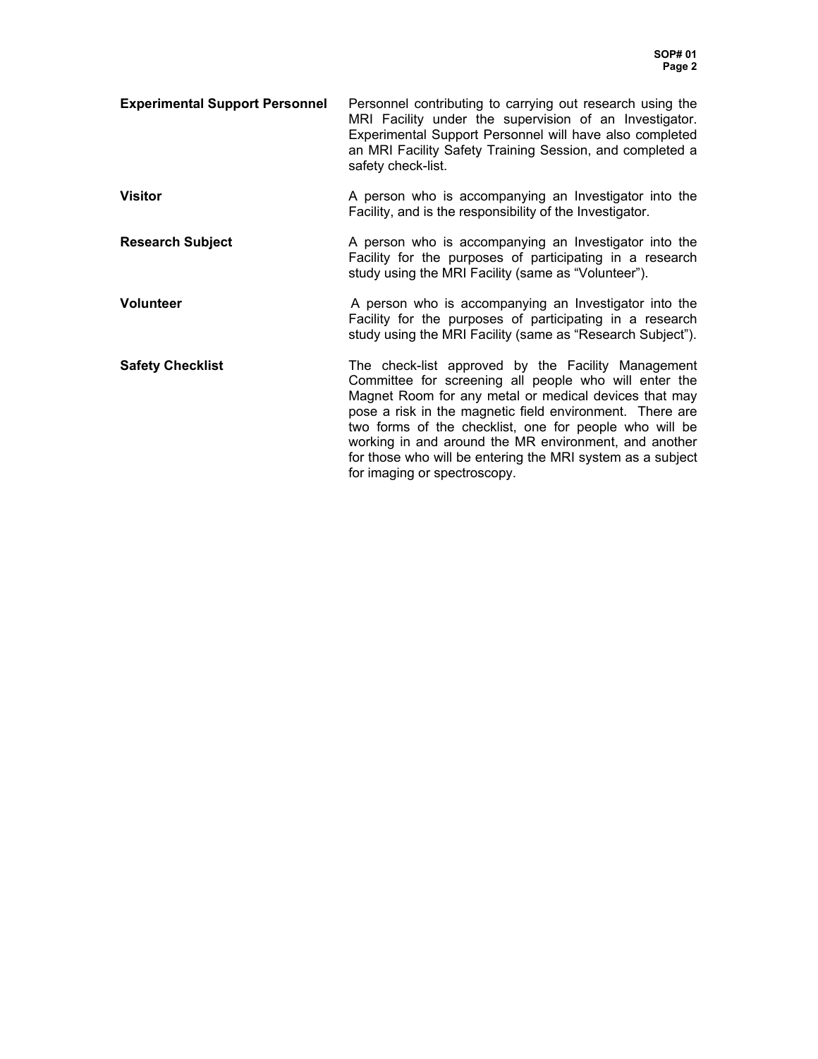**Experimental Support Personnel** Personnel contributing to carrying out research using the MRI Facility under the supervision of an Investigator. Experimental Support Personnel will have also completed an MRI Facility Safety Training Session, and completed a safety check-list.

**Visitor** A person who is accompanying an Investigator into the Facility, and is the responsibility of the Investigator.

**Research Subject** A person who is accompanying an Investigator into the Facility for the purposes of participating in a research study using the MRI Facility (same as "Volunteer").

**Volunteer** A person who is accompanying an Investigator into the Facility for the purposes of participating in a research study using the MRI Facility (same as "Research Subject").

**Safety Checklist** The check-list approved by the Facility Management Committee for screening all people who will enter the Magnet Room for any metal or medical devices that may pose a risk in the magnetic field environment. There are two forms of the checklist, one for people who will be working in and around the MR environment, and another for those who will be entering the MRI system as a subject for imaging or spectroscopy.